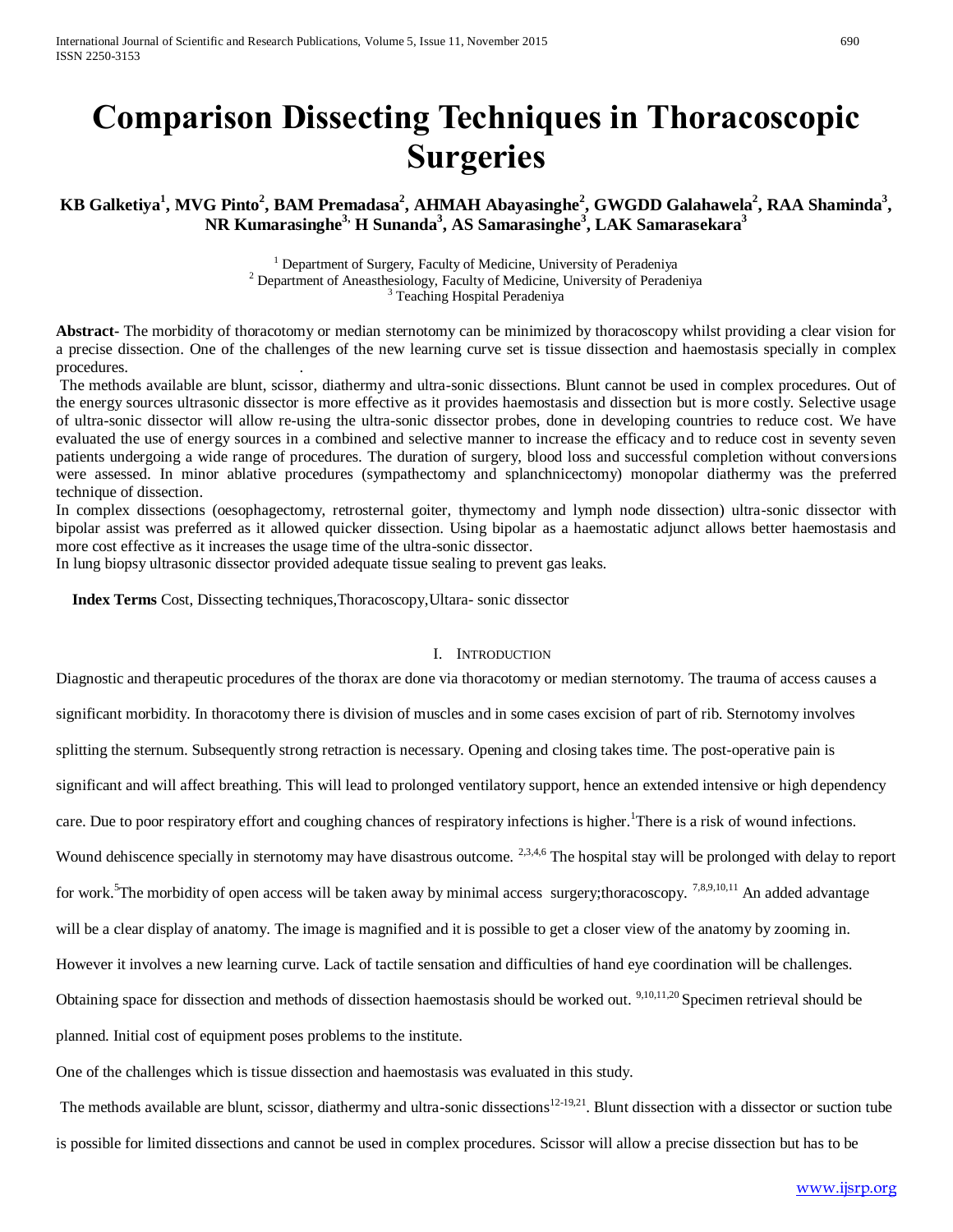# Comparison Dissecting Techniques in Thoracoscopic Surgeries

**KB Galketiya[1], MVG Pinto[2], BAM Premadasa[2], AHMAH Abayasinghe[2], GWGDD Galahawela[2], RAA Shaminda[3], NR Kumarasinghe[3], H Sunanda[3], AS Samarasinghe[3], LAK Samarasekara[3]**

[1] Department of Surgery, Faculty of Medicine, University of Peradeniya
[2] Department of Aneasthesiology, Faculty of Medicine, University of Peradeniya
[3] Teaching Hospital Peradeniya

**Abstract-** The morbidity of thoracotomy or median sternotomy can be minimized by thoracoscopy whilst providing a clear vision for a precise dissection. One of the challenges of the new learning curve set is tissue dissection and haemostasis specially in complex procedures.

The methods available are blunt, scissor, diathermy and ultra-sonic dissections. Blunt cannot be used in complex procedures. Out of the energy sources ultrasonic dissector is more effective as it provides haemostasis and dissection but is more costly. Selective usage of ultra-sonic dissector will allow re-using the ultra-sonic dissector probes, done in developing countries to reduce cost. We have evaluated the use of energy sources in a combined and selective manner to increase the efficacy and to reduce cost in seventy seven patients undergoing a wide range of procedures. The duration of surgery, blood loss and successful completion without conversions were assessed. In minor ablative procedures (sympathectomy and splanchnicectomy) monopolar diathermy was the preferred technique of dissection.

In complex dissections (oesophagectomy, retrosternal goiter, thymectomy and lymph node dissection) ultra-sonic dissector with bipolar assist was preferred as it allowed quicker dissection. Using bipolar as a haemostatic adjunct allows better haemostasis and more cost effective as it increases the usage time of the ultra-sonic dissector.

In lung biopsy ultrasonic dissector provided adequate tissue sealing to prevent gas leaks.

**Index Terms** Cost, Dissecting techniques,Thoracoscopy,Ultara- sonic dissector

## I. Introduction

Diagnostic and therapeutic procedures of the thorax are done via thoracotomy or median sternotomy. The trauma of access causes a significant morbidity. In thoracotomy there is division of muscles and in some cases excision of part of rib. Sternotomy involves splitting the sternum. Subsequently strong retraction is necessary. Opening and closing takes time. The post-operative pain is significant and will affect breathing. This will lead to prolonged ventilatory support, hence an extended intensive or high dependency care. Due to poor respiratory effort and coughing chances of respiratory infections is higher.[1] There is a risk of wound infections. Wound dehiscence specially in sternotomy may have disastrous outcome. [2,3,4,6] The hospital stay will be prolonged with delay to report for work.[5] The morbidity of open access will be taken away by minimal access surgery;thoracoscopy. [7,8,9,10,11] An added advantage will be a clear display of anatomy. The image is magnified and it is possible to get a closer view of the anatomy by zooming in. However it involves a new learning curve. Lack of tactile sensation and difficulties of hand eye coordination will be challenges. Obtaining space for dissection and methods of dissection haemostasis should be worked out. [9,10,11,20] Specimen retrieval should be planned. Initial cost of equipment poses problems to the institute.

One of the challenges which is tissue dissection and haemostasis was evaluated in this study.

The methods available are blunt, scissor, diathermy and ultra-sonic dissections[12-19,21]. Blunt dissection with a dissector or suction tube is possible for limited dissections and cannot be used in complex procedures. Scissor will allow a precise dissection but has to be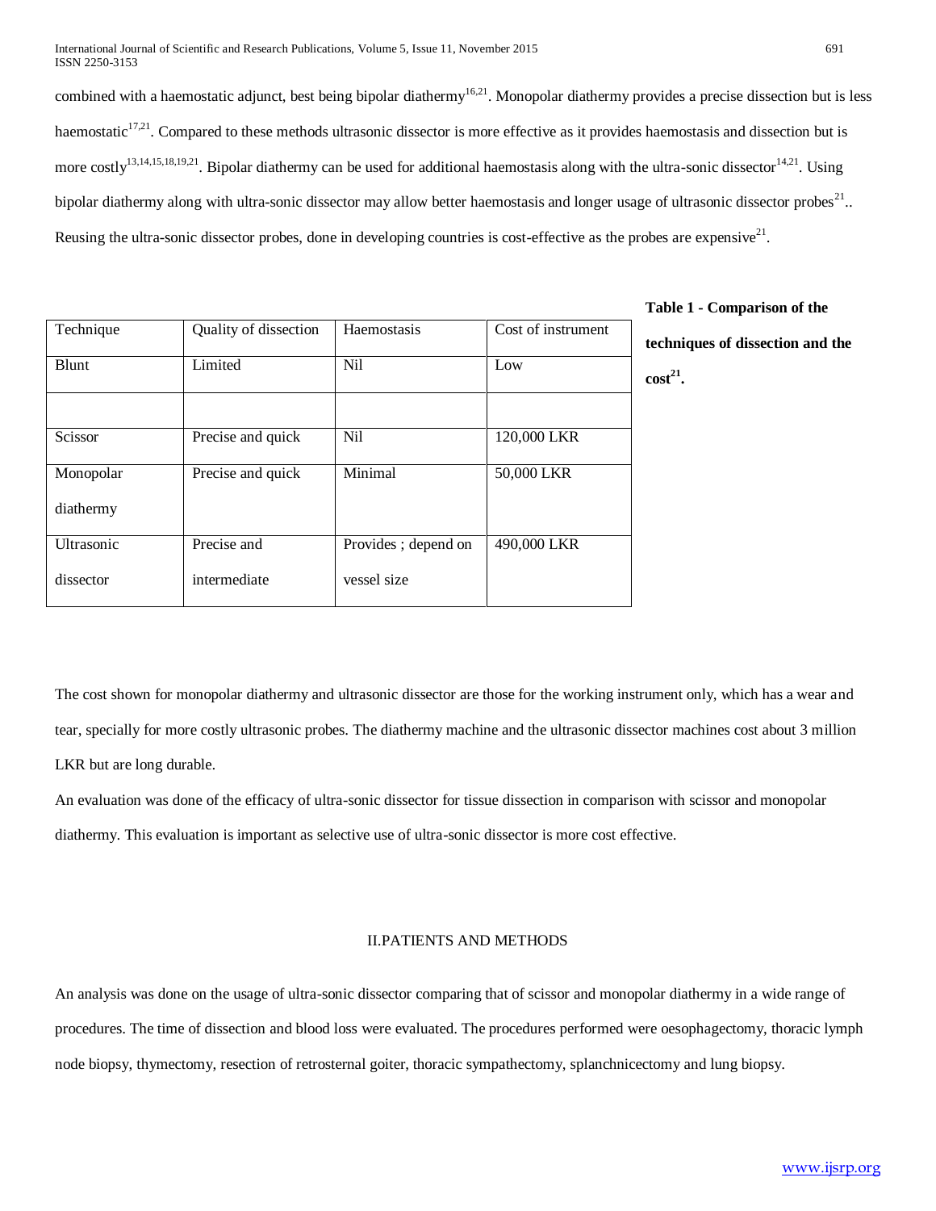combined with a haemostatic adjunct, best being bipolar diathermy[16,21]. Monopolar diathermy provides a precise dissection but is less haemostatic[17,21]. Compared to these methods ultrasonic dissector is more effective as it provides haemostasis and dissection but is more costly[13,14,15,18,19,21]. Bipolar diathermy can be used for additional haemostasis along with the ultra-sonic dissector[14,21]. Using bipolar diathermy along with ultra-sonic dissector may allow better haemostasis and longer usage of ultrasonic dissector probes[21].. Reusing the ultra-sonic dissector probes, done in developing countries is cost-effective as the probes are expensive[21].

| Technique | Quality of dissection | Haemostasis | Cost of instrument |
| --- | --- | --- | --- |
| Blunt | Limited | Nil | Low |
| | | | |
| Scissor | Precise and quick | Nil | 120,000 LKR |
| Monopolar diathermy | Precise and quick | Minimal | 50,000 LKR |
| Ultrasonic dissector | Precise and intermediate | Provides ; depend on vessel size | 490,000 LKR |

**Table 1 - Comparison of the techniques of dissection and the cost[21].**

The cost shown for monopolar diathermy and ultrasonic dissector are those for the working instrument only, which has a wear and tear, specially for more costly ultrasonic probes. The diathermy machine and the ultrasonic dissector machines cost about 3 million LKR but are long durable.

An evaluation was done of the efficacy of ultra-sonic dissector for tissue dissection in comparison with scissor and monopolar diathermy. This evaluation is important as selective use of ultra-sonic dissector is more cost effective.

## II.PATIENTS AND METHODS

An analysis was done on the usage of ultra-sonic dissector comparing that of scissor and monopolar diathermy in a wide range of procedures. The time of dissection and blood loss were evaluated. The procedures performed were oesophagectomy, thoracic lymph node biopsy, thymectomy, resection of retrosternal goiter, thoracic sympathectomy, splanchnicectomy and lung biopsy.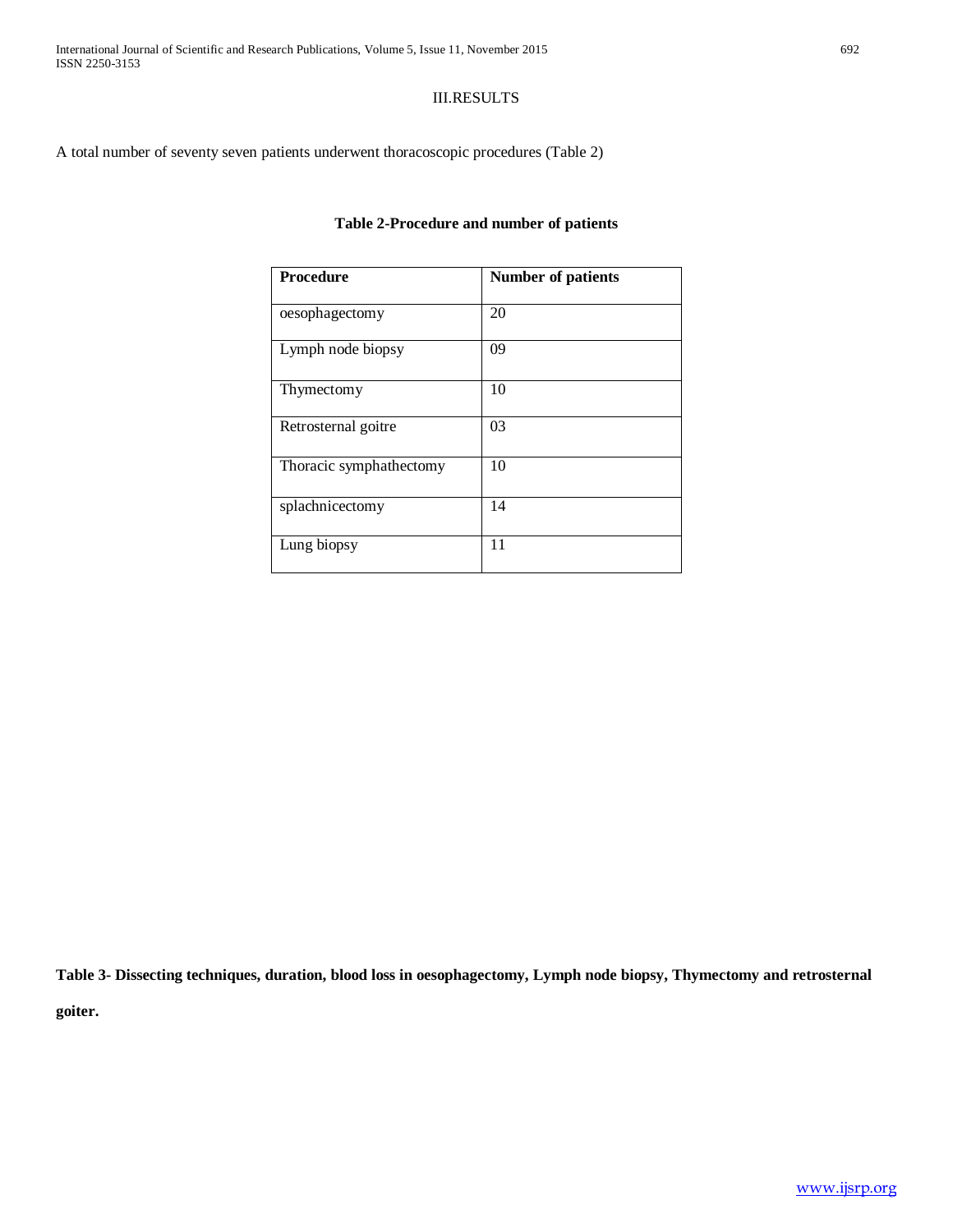## III.RESULTS

A total number of seventy seven patients underwent thoracoscopic procedures (Table 2)

**Table 2-Procedure and number of patients**

| **Procedure** | **Number of patients** |
|---|---|
| oesophagectomy | 20 |
| Lymph node biopsy | 09 |
| Thymectomy | 10 |
| Retrosternal goitre | 03 |
| Thoracic symphathectomy | 10 |
| splachnicectomy | 14 |
| Lung biopsy | 11 |

**Table 3- Dissecting techniques, duration, blood loss in oesophagectomy, Lymph node biopsy, Thymectomy and retrosternal goiter.**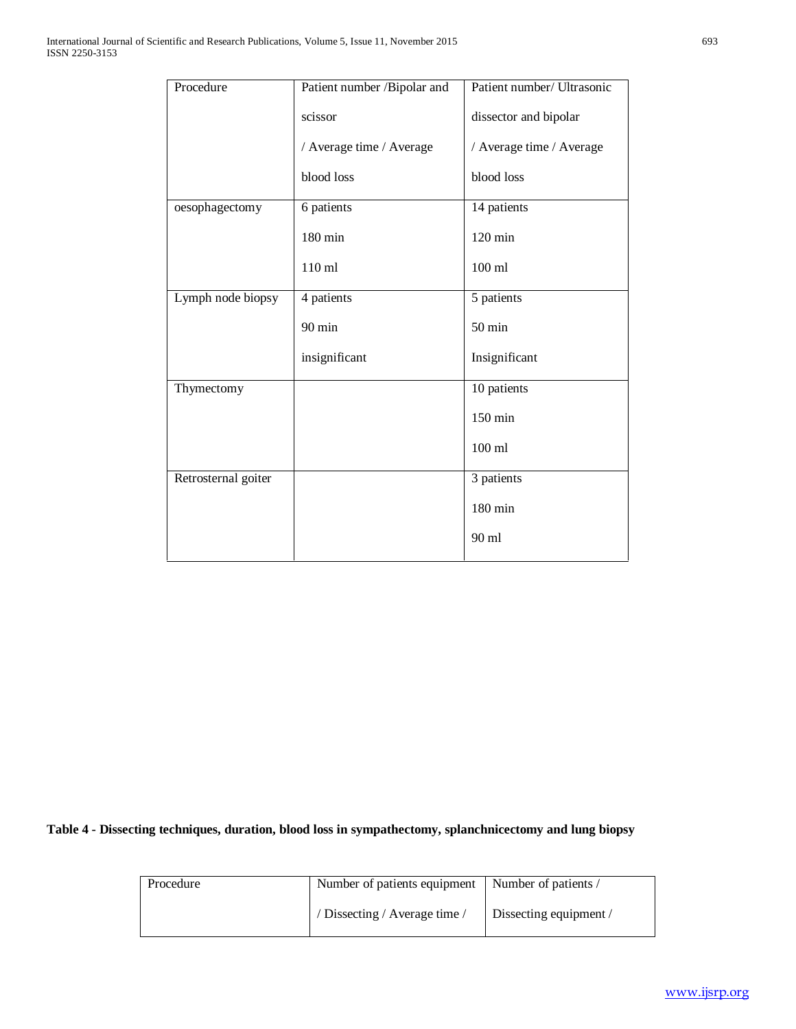| Procedure | Patient number /Bipolar and scissor / Average time / Average blood loss | Patient number/ Ultrasonic dissector and bipolar / Average time / Average blood loss |
|---|---|---|
| oesophagectomy | 6 patients<br>180 min<br>110 ml | 14 patients<br>120 min<br>100 ml |
| Lymph node biopsy | 4 patients<br>90 min<br>insignificant | 5 patients<br>50 min<br>Insignificant |
| Thymectomy | | 10 patients<br>150 min<br>100 ml |
| Retrosternal goiter | | 3 patients<br>180 min<br>90 ml |

**Table 4 - Dissecting techniques, duration, blood loss in sympathectomy, splanchnicectomy and lung biopsy**

| Procedure | Number of patients equipment / Dissecting / Average time / | Number of patients / Dissecting equipment / |
|---|---|---|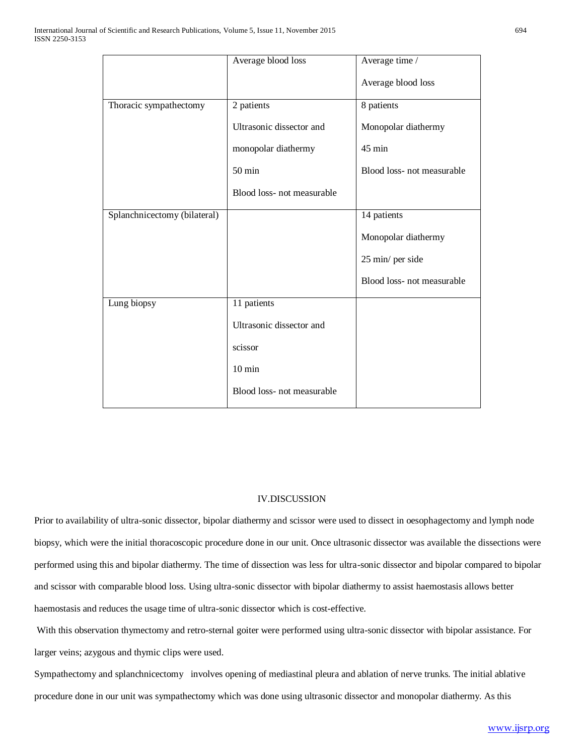| | Average blood loss | Average time / Average blood loss |
|---|---|---|
| Thoracic sympathectomy | 2 patients<br>Ultrasonic dissector and monopolar diathermy<br>50 min<br>Blood loss- not measurable | 8 patients<br>Monopolar diathermy<br>45 min<br>Blood loss- not measurable |
| Splanchnicectomy (bilateral) | | 14 patients<br>Monopolar diathermy<br>25 min/ per side<br>Blood loss- not measurable |
| Lung biopsy | 11 patients<br>Ultrasonic dissector and scissor<br>10 min<br>Blood loss- not measurable | |

## IV.DISCUSSION

Prior to availability of ultra-sonic dissector, bipolar diathermy and scissor were used to dissect in oesophagectomy and lymph node biopsy, which were the initial thoracoscopic procedure done in our unit. Once ultrasonic dissector was available the dissections were performed using this and bipolar diathermy. The time of dissection was less for ultra-sonic dissector and bipolar compared to bipolar and scissor with comparable blood loss. Using ultra-sonic dissector with bipolar diathermy to assist haemostasis allows better haemostasis and reduces the usage time of ultra-sonic dissector which is cost-effective.

With this observation thymectomy and retro-sternal goiter were performed using ultra-sonic dissector with bipolar assistance. For larger veins; azygous and thymic clips were used.

Sympathectomy and splanchnicectomy involves opening of mediastinal pleura and ablation of nerve trunks. The initial ablative procedure done in our unit was sympathectomy which was done using ultrasonic dissector and monopolar diathermy. As this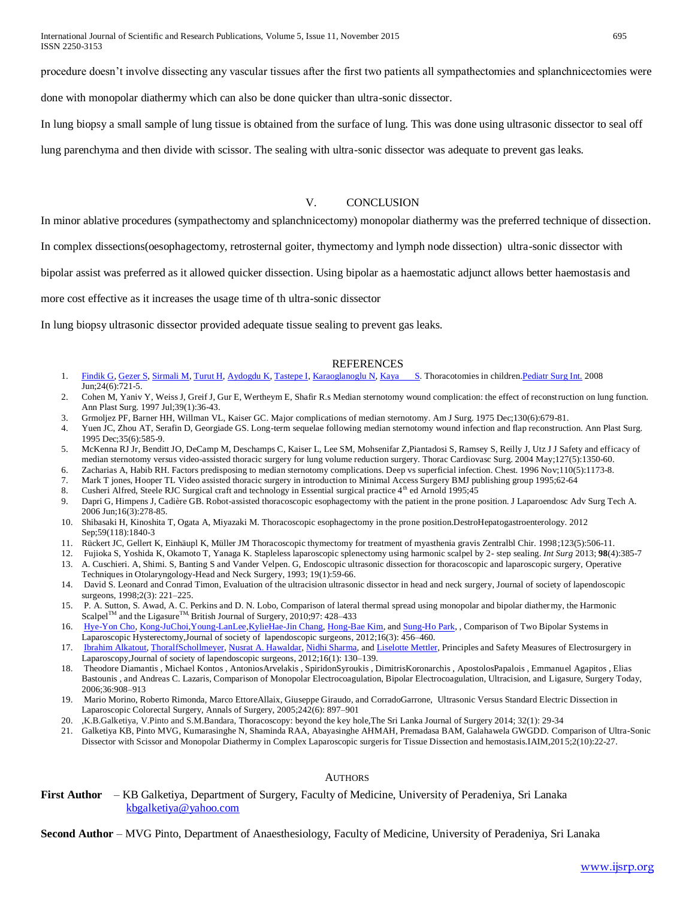procedure doesn't involve dissecting any vascular tissues after the first two patients all sympathectomies and splanchnicectomies were done with monopolar diathermy which can also be done quicker than ultra-sonic dissector.

In lung biopsy a small sample of lung tissue is obtained from the surface of lung. This was done using ultrasonic dissector to seal off lung parenchyma and then divide with scissor. The sealing with ultra-sonic dissector was adequate to prevent gas leaks.

## V. CONCLUSION

In minor ablative procedures (sympathectomy and splanchnicectomy) monopolar diathermy was the preferred technique of dissection.

In complex dissections(oesophagectomy, retrosternal goiter, thymectomy and lymph node dissection) ultra-sonic dissector with bipolar assist was preferred as it allowed quicker dissection. Using bipolar as a haemostatic adjunct allows better haemostasis and more cost effective as it increases the usage time of th ultra-sonic dissector

In lung biopsy ultrasonic dissector provided adequate tissue sealing to prevent gas leaks.

## REFERENCES

1. Findik G, Gezer S, Sirmali M, Turut H, Aydogdu K, Tastepe I, Karaoglanoglu N, Kaya S. Thoracotomies in children.Pediatr Surg Int. 2008 Jun;24(6):721-5.
2. Cohen M, Yaniv Y, Weiss J, Greif J, Gur E, Wertheym E, Shafir R.s Median sternotomy wound complication: the effect of reconstruction on lung function. Ann Plast Surg. 1997 Jul;39(1):36-43.
3. Grmoljez PF, Barner HH, Willman VL, Kaiser GC. Major complications of median sternotomy. Am J Surg. 1975 Dec;130(6):679-81.
4. Yuen JC, Zhou AT, Serafin D, Georgiade GS. Long-term sequelae following median sternotomy wound infection and flap reconstruction. Ann Plast Surg. 1995 Dec;35(6):585-9.
5. McKenna RJ Jr, Benditt JO, DeCamp M, Deschamps C, Kaiser L, Lee SM, Mohsenifar Z,Piantadosi S, Ramsey S, Reilly J, Utz J J Safety and efficacy of median sternotomy versus video-assisted thoracic surgery for lung volume reduction surgery. Thorac Cardiovasc Surg. 2004 May;127(5):1350-60.
6. Zacharias A, Habib RH. Factors predisposing to median sternotomy complications. Deep vs superficial infection. Chest. 1996 Nov;110(5):1173-8.
7. Mark T jones, Hooper TL Video assisted thoracic surgery in introduction to Minimal Access Surgery BMJ publishing group 1995;62-64
8. Cusheri Alfred, Steele RJC Surgical craft and technology in Essential surgical practice 4th ed Arnold 1995;45
9. Dapri G, Himpens J, Cadière GB. Robot-assisted thoracoscopic esophagectomy with the patient in the prone position. J Laparoendosc Adv Surg Tech A. 2006 Jun;16(3):278-85.
10. Shibasaki H, Kinoshita T, Ogata A, Miyazaki M. Thoracoscopic esophagectomy in the prone position.DestroHepatogastroenterology. 2012 Sep;59(118):1840-3
11. Rückert JC, Gellert K, Einhäupl K, Müller JM Thoracoscopic thymectomy for treatment of myasthenia gravis Zentralbl Chir. 1998;123(5):506-11.
12. Fujioka S, Yoshida K, Okamoto T, Yanaga K. Stapleless laparoscopic splenectomy using harmonic scalpel by 2- step sealing. *Int Surg* 2013; **98**(4):385-7
13. A. Cuschieri. A, Shimi. S, Banting S and Vander Velpen. G, Endoscopic ultrasonic dissection for thoracoscopic and laparoscopic surgery, Operative Techniques in Otolaryngology-Head and Neck Surgery, 1993; 19(1):59-66.
14. David S. Leonard and Conrad Timon, Evaluation of the ultracision ultrasonic dissector in head and neck surgery, Journal of society of lapendoscopic surgeons, 1998;2(3): 221–225.
15. P. A. Sutton, S. Awad, A. C. Perkins and D. N. Lobo, Comparison of lateral thermal spread using monopolar and bipolar diathermy, the Harmonic Scalpel™ and the Ligasure™, British Journal of Surgery, 2010;97: 428–433
16. Hye-Yon Cho, Kong-JuChoi,Young-LanLee,KylieHae-Jin Chang, Hong-Bae Kim, and Sung-Ho Park, , Comparison of Two Bipolar Systems in Laparoscopic Hysterectomy,Journal of society of lapendoscopic surgeons, 2012;16(3): 456–460.
17. Ibrahim Alkatout, ThoralfSchollmeyer, Nusrat A. Hawaldar, Nidhi Sharma, and Liselotte Mettler, Principles and Safety Measures of Electrosurgery in Laparoscopy,Journal of society of lapendoscopic surgeons, 2012;16(1): 130–139.
18. Theodore Diamantis , Michael Kontos , AntoniosArvelakis , SpiridonSyroukis , DimitrisKoronarchis , ApostolosPapalois , Emmanuel Agapitos , Elias Bastounis , and Andreas C. Lazaris, Comparison of Monopolar Electrocoagulation, Bipolar Electrocoagulation, Ultracision, and Ligasure, Surgery Today, 2006;36:908–913
19. Mario Morino, Roberto Rimonda, Marco EttoreAllaix, Giuseppe Giraudo, and CorradoGarrone, Ultrasonic Versus Standard Electric Dissection in Laparoscopic Colorectal Surgery, Annals of Surgery, 2005;242(6): 897–901
20. ,K.B.Galketiya, V.Pinto and S.M.Bandara, Thoracoscopy: beyond the key hole,The Sri Lanka Journal of Surgery 2014; 32(1): 29-34
21. Galketiya KB, Pinto MVG, Kumarasinghe N, Shaminda RAA, Abayasinghe AHMAH, Premadasa BAM, Galahawela GWGDD. Comparison of Ultra-Sonic Dissector with Scissor and Monopolar Diathermy in Complex Laparoscopic surgeris for Tissue Dissection and hemostasis.IAIM,2015;2(10):22-27.

## AUTHORS

**First Author** – KB Galketiya, Department of Surgery, Faculty of Medicine, University of Peradeniya, Sri Lanaka
kbgalketiya@yahoo.com

**Second Author** – MVG Pinto, Department of Anaesthesiology, Faculty of Medicine, University of Peradeniya, Sri Lanaka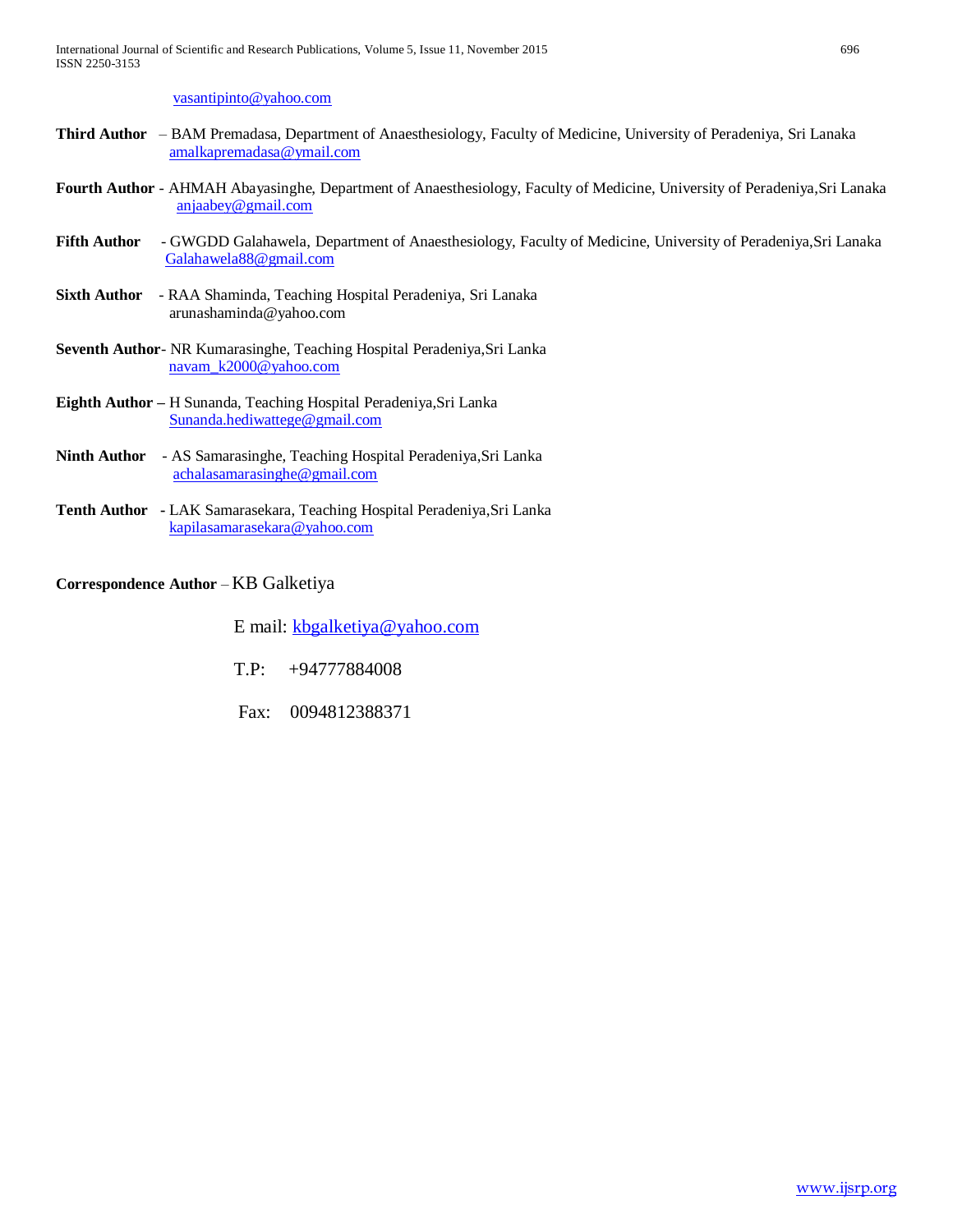vasantipinto@yahoo.com

**Third Author** – BAM Premadasa, Department of Anaesthesiology, Faculty of Medicine, University of Peradeniya, Sri Lanaka
amalkapremadasa@ymail.com

**Fourth Author** - AHMAH Abayasinghe, Department of Anaesthesiology, Faculty of Medicine, University of Peradeniya,Sri Lanaka
anjaabey@gmail.com

**Fifth Author** - GWGDD Galahawela, Department of Anaesthesiology, Faculty of Medicine, University of Peradeniya,Sri Lanaka
Galahawela88@gmail.com

**Sixth Author** - RAA Shaminda, Teaching Hospital Peradeniya, Sri Lanaka
arunashaminda@yahoo.com

**Seventh Author**- NR Kumarasinghe, Teaching Hospital Peradeniya,Sri Lanka
navam_k2000@yahoo.com

**Eighth Author** – H Sunanda, Teaching Hospital Peradeniya,Sri Lanka
Sunanda.hediwattege@gmail.com

**Ninth Author** - AS Samarasinghe, Teaching Hospital Peradeniya,Sri Lanka
achalasamarasinghe@gmail.com

**Tenth Author** - LAK Samarasekara, Teaching Hospital Peradeniya,Sri Lanka
kapilasamarasekara@yahoo.com

**Correspondence Author** – KB Galketiya

E mail: kbgalketiya@yahoo.com

T.P: +94777884008

Fax: 0094812388371